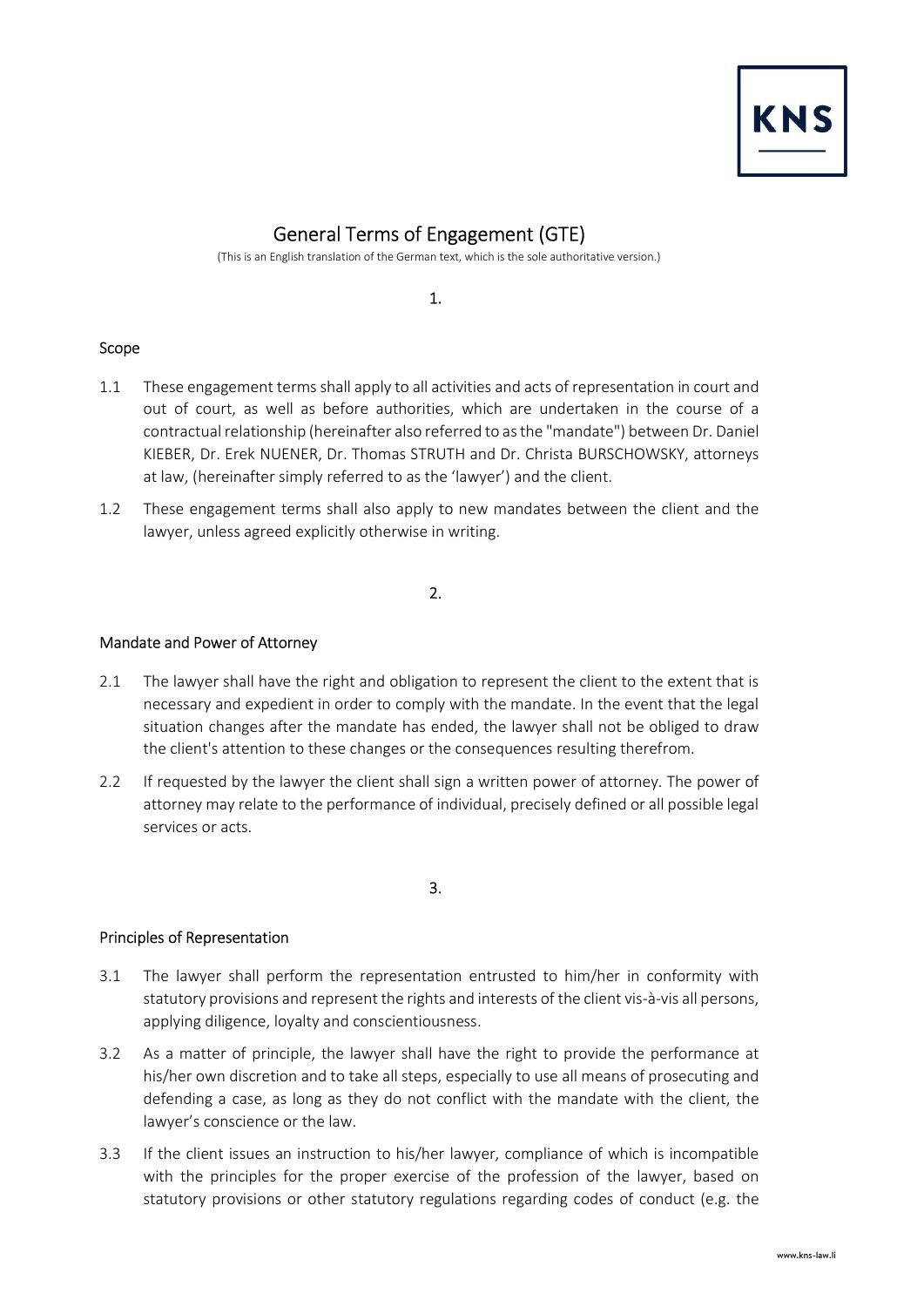KNS

# General Terms of Engagement (GTE)

(This is an English translation of the German text, which is the sole authoritative version.)

1.

## Scope

1.1 These engagement terms shall apply to all activities and acts of representation in court and out of court, as well as before authorities, which are undertaken in the course of a contractual relationship (hereinafter also referred to as the "mandate") between Dr. Daniel KIEBER, Dr. Erek NUENER, Dr. Thomas STRUTH and Dr. Christa BURSCHOWSKY, attorneys at law, (hereinafter simply referred to as the 'lawyer') and the client.

1.2 These engagement terms shall also apply to new mandates between the client and the lawyer, unless agreed explicitly otherwise in writing.

2.

## Mandate and Power of Attorney

2.1 The lawyer shall have the right and obligation to represent the client to the extent that is necessary and expedient in order to comply with the mandate. In the event that the legal situation changes after the mandate has ended, the lawyer shall not be obliged to draw the client's attention to these changes or the consequences resulting therefrom.

2.2 If requested by the lawyer the client shall sign a written power of attorney. The power of attorney may relate to the performance of individual, precisely defined or all possible legal services or acts.

3.

## Principles of Representation

3.1 The lawyer shall perform the representation entrusted to him/her in conformity with statutory provisions and represent the rights and interests of the client vis-à-vis all persons, applying diligence, loyalty and conscientiousness.

3.2 As a matter of principle, the lawyer shall have the right to provide the performance at his/her own discretion and to take all steps, especially to use all means of prosecuting and defending a case, as long as they do not conflict with the mandate with the client, the lawyer's conscience or the law.

3.3 If the client issues an instruction to his/her lawyer, compliance of which is incompatible with the principles for the proper exercise of the profession of the lawyer, based on statutory provisions or other statutory regulations regarding codes of conduct (e.g. the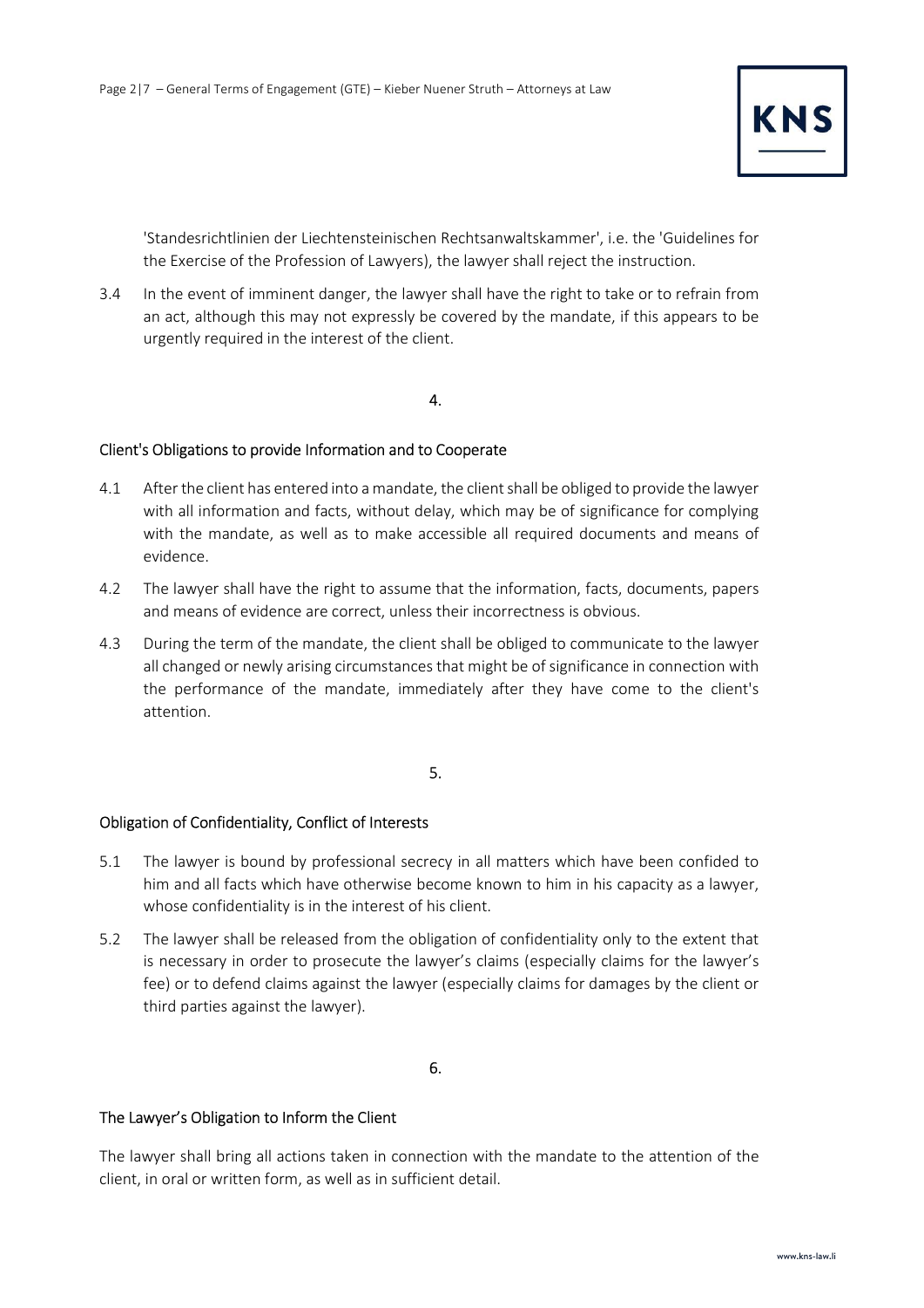'Standesrichtlinien der Liechtensteinischen Rechtsanwaltskammer', i.e. the 'Guidelines for the Exercise of the Profession of Lawyers), the lawyer shall reject the instruction.

3.4 In the event of imminent danger, the lawyer shall have the right to take or to refrain from an act, although this may not expressly be covered by the mandate, if this appears to be urgently required in the interest of the client.

4.

## Client's Obligations to provide Information and to Cooperate

4.1 After the client has entered into a mandate, the client shall be obliged to provide the lawyer with all information and facts, without delay, which may be of significance for complying with the mandate, as well as to make accessible all required documents and means of evidence.

4.2 The lawyer shall have the right to assume that the information, facts, documents, papers and means of evidence are correct, unless their incorrectness is obvious.

4.3 During the term of the mandate, the client shall be obliged to communicate to the lawyer all changed or newly arising circumstances that might be of significance in connection with the performance of the mandate, immediately after they have come to the client's attention.

5.

## Obligation of Confidentiality, Conflict of Interests

5.1 The lawyer is bound by professional secrecy in all matters which have been confided to him and all facts which have otherwise become known to him in his capacity as a lawyer, whose confidentiality is in the interest of his client.

5.2 The lawyer shall be released from the obligation of confidentiality only to the extent that is necessary in order to prosecute the lawyer's claims (especially claims for the lawyer's fee) or to defend claims against the lawyer (especially claims for damages by the client or third parties against the lawyer).

6.

## The Lawyer's Obligation to Inform the Client

The lawyer shall bring all actions taken in connection with the mandate to the attention of the client, in oral or written form, as well as in sufficient detail.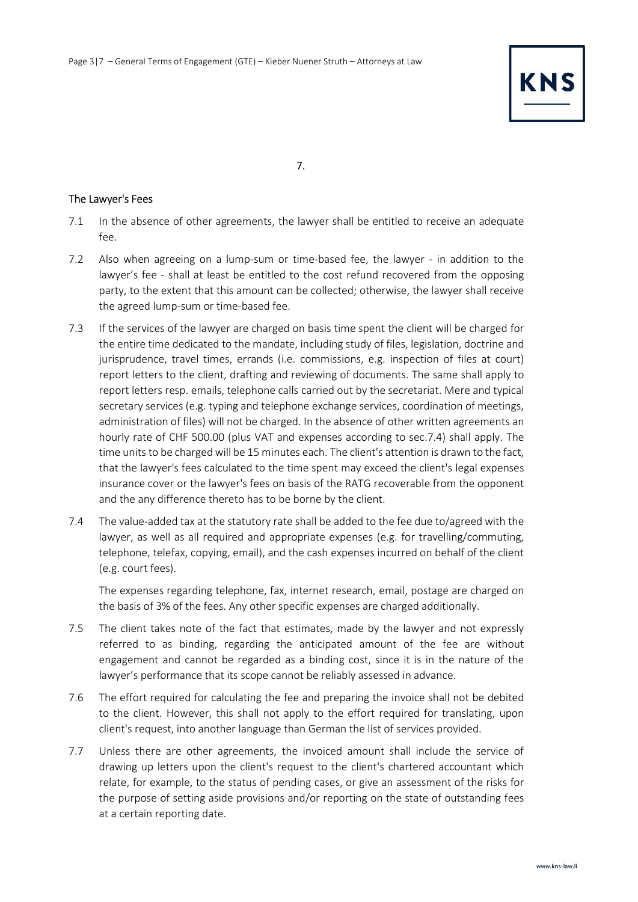7.

## The Lawyer's Fees

7.1 In the absence of other agreements, the lawyer shall be entitled to receive an adequate fee.

7.2 Also when agreeing on a lump-sum or time-based fee, the lawyer - in addition to the lawyer's fee - shall at least be entitled to the cost refund recovered from the opposing party, to the extent that this amount can be collected; otherwise, the lawyer shall receive the agreed lump-sum or time-based fee.

7.3 If the services of the lawyer are charged on basis time spent the client will be charged for the entire time dedicated to the mandate, including study of files, legislation, doctrine and jurisprudence, travel times, errands (i.e. commissions, e.g. inspection of files at court) report letters to the client, drafting and reviewing of documents. The same shall apply to report letters resp. emails, telephone calls carried out by the secretariat. Mere and typical secretary services (e.g. typing and telephone exchange services, coordination of meetings, administration of files) will not be charged. In the absence of other written agreements an hourly rate of CHF 500.00 (plus VAT and expenses according to sec.7.4) shall apply. The time units to be charged will be 15 minutes each. The client's attention is drawn to the fact, that the lawyer's fees calculated to the time spent may exceed the client's legal expenses insurance cover or the lawyer's fees on basis of the RATG recoverable from the opponent and the any difference thereto has to be borne by the client.

7.4 The value-added tax at the statutory rate shall be added to the fee due to/agreed with the lawyer, as well as all required and appropriate expenses (e.g. for travelling/commuting, telephone, telefax, copying, email), and the cash expenses incurred on behalf of the client (e.g. court fees).

The expenses regarding telephone, fax, internet research, email, postage are charged on the basis of 3% of the fees. Any other specific expenses are charged additionally.

7.5 The client takes note of the fact that estimates, made by the lawyer and not expressly referred to as binding, regarding the anticipated amount of the fee are without engagement and cannot be regarded as a binding cost, since it is in the nature of the lawyer's performance that its scope cannot be reliably assessed in advance.

7.6 The effort required for calculating the fee and preparing the invoice shall not be debited to the client. However, this shall not apply to the effort required for translating, upon client's request, into another language than German the list of services provided.

7.7 Unless there are other agreements, the invoiced amount shall include the service of drawing up letters upon the client's request to the client's chartered accountant which relate, for example, to the status of pending cases, or give an assessment of the risks for the purpose of setting aside provisions and/or reporting on the state of outstanding fees at a certain reporting date.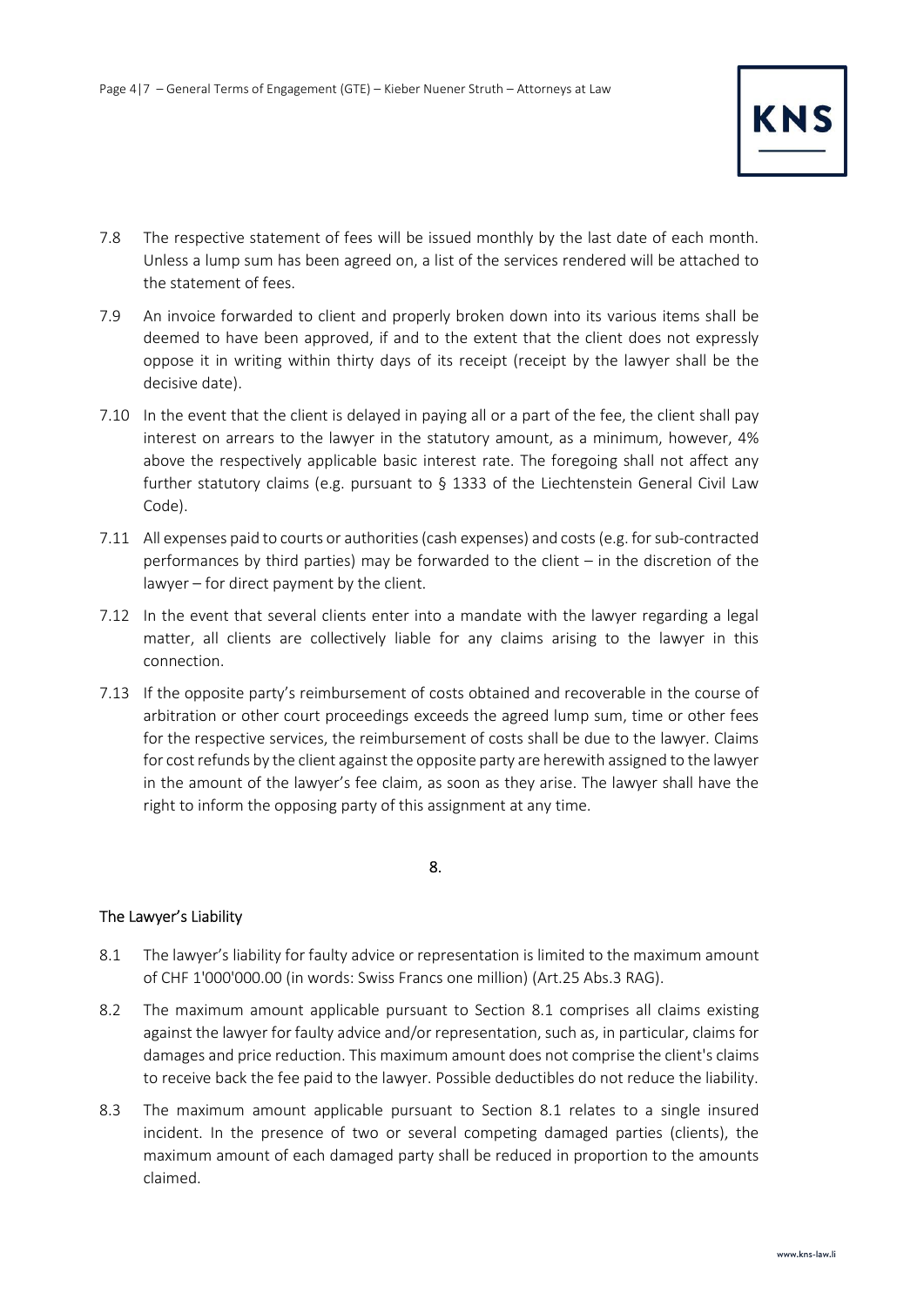7.8 The respective statement of fees will be issued monthly by the last date of each month. Unless a lump sum has been agreed on, a list of the services rendered will be attached to the statement of fees.

7.9 An invoice forwarded to client and properly broken down into its various items shall be deemed to have been approved, if and to the extent that the client does not expressly oppose it in writing within thirty days of its receipt (receipt by the lawyer shall be the decisive date).

7.10 In the event that the client is delayed in paying all or a part of the fee, the client shall pay interest on arrears to the lawyer in the statutory amount, as a minimum, however, 4% above the respectively applicable basic interest rate. The foregoing shall not affect any further statutory claims (e.g. pursuant to § 1333 of the Liechtenstein General Civil Law Code).

7.11 All expenses paid to courts or authorities (cash expenses) and costs (e.g. for sub-contracted performances by third parties) may be forwarded to the client – in the discretion of the lawyer – for direct payment by the client.

7.12 In the event that several clients enter into a mandate with the lawyer regarding a legal matter, all clients are collectively liable for any claims arising to the lawyer in this connection.

7.13 If the opposite party's reimbursement of costs obtained and recoverable in the course of arbitration or other court proceedings exceeds the agreed lump sum, time or other fees for the respective services, the reimbursement of costs shall be due to the lawyer. Claims for cost refunds by the client against the opposite party are herewith assigned to the lawyer in the amount of the lawyer's fee claim, as soon as they arise. The lawyer shall have the right to inform the opposing party of this assignment at any time.

## 8.

### The Lawyer's Liability

8.1 The lawyer's liability for faulty advice or representation is limited to the maximum amount of CHF 1'000'000.00 (in words: Swiss Francs one million) (Art.25 Abs.3 RAG).

8.2 The maximum amount applicable pursuant to Section 8.1 comprises all claims existing against the lawyer for faulty advice and/or representation, such as, in particular, claims for damages and price reduction. This maximum amount does not comprise the client's claims to receive back the fee paid to the lawyer. Possible deductibles do not reduce the liability.

8.3 The maximum amount applicable pursuant to Section 8.1 relates to a single insured incident. In the presence of two or several competing damaged parties (clients), the maximum amount of each damaged party shall be reduced in proportion to the amounts claimed.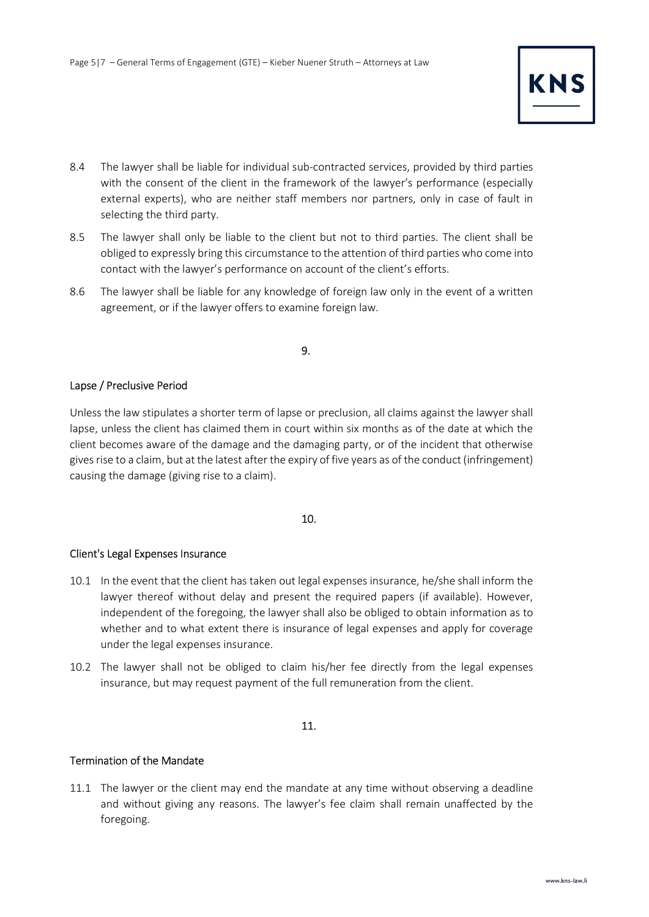8.4 The lawyer shall be liable for individual sub-contracted services, provided by third parties with the consent of the client in the framework of the lawyer's performance (especially external experts), who are neither staff members nor partners, only in case of fault in selecting the third party.

8.5 The lawyer shall only be liable to the client but not to third parties. The client shall be obliged to expressly bring this circumstance to the attention of third parties who come into contact with the lawyer's performance on account of the client's efforts.

8.6 The lawyer shall be liable for any knowledge of foreign law only in the event of a written agreement, or if the lawyer offers to examine foreign law.

## 9.

### Lapse / Preclusive Period

Unless the law stipulates a shorter term of lapse or preclusion, all claims against the lawyer shall lapse, unless the client has claimed them in court within six months as of the date at which the client becomes aware of the damage and the damaging party, or of the incident that otherwise gives rise to a claim, but at the latest after the expiry of five years as of the conduct (infringement) causing the damage (giving rise to a claim).

## 10.

### Client's Legal Expenses Insurance

10.1 In the event that the client has taken out legal expenses insurance, he/she shall inform the lawyer thereof without delay and present the required papers (if available). However, independent of the foregoing, the lawyer shall also be obliged to obtain information as to whether and to what extent there is insurance of legal expenses and apply for coverage under the legal expenses insurance.

10.2 The lawyer shall not be obliged to claim his/her fee directly from the legal expenses insurance, but may request payment of the full remuneration from the client.

## 11.

### Termination of the Mandate

11.1 The lawyer or the client may end the mandate at any time without observing a deadline and without giving any reasons. The lawyer's fee claim shall remain unaffected by the foregoing.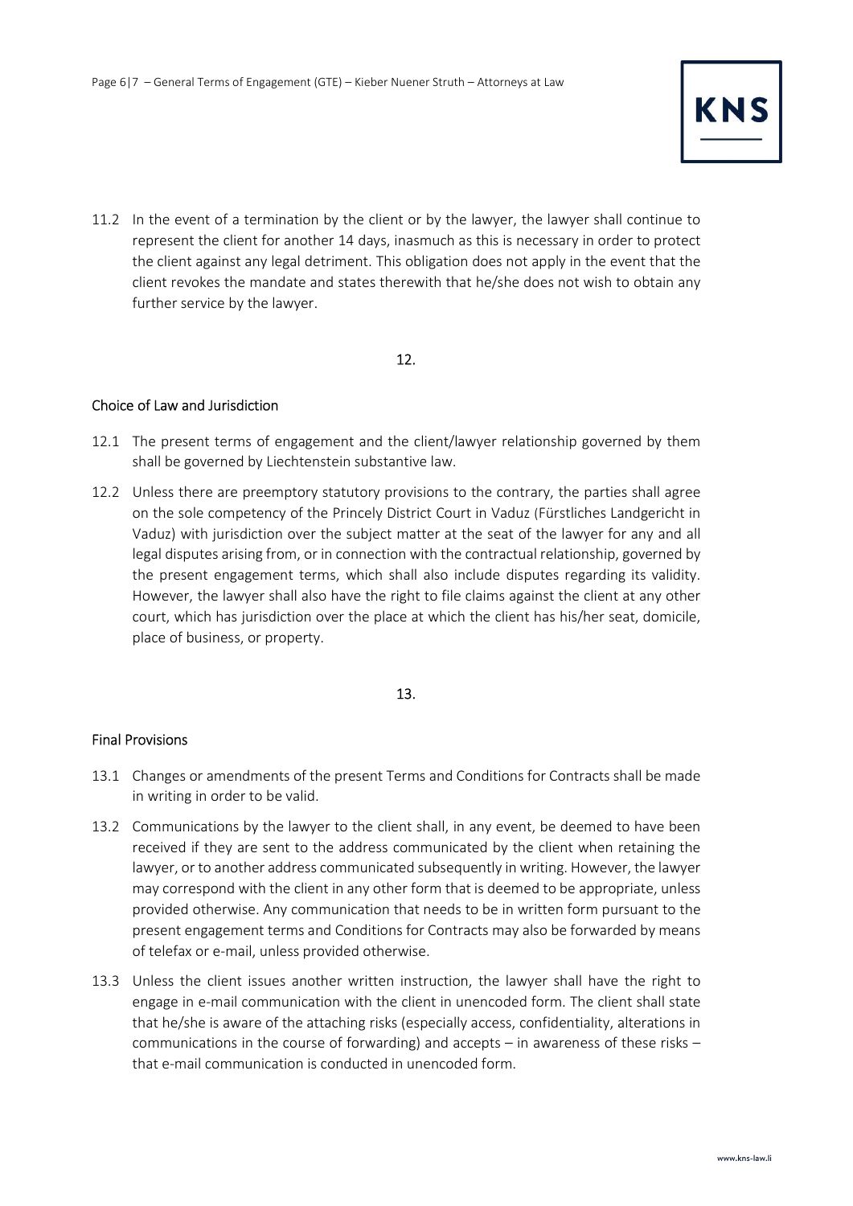11.2 In the event of a termination by the client or by the lawyer, the lawyer shall continue to represent the client for another 14 days, inasmuch as this is necessary in order to protect the client against any legal detriment. This obligation does not apply in the event that the client revokes the mandate and states therewith that he/she does not wish to obtain any further service by the lawyer.

## 12.

### Choice of Law and Jurisdiction

12.1 The present terms of engagement and the client/lawyer relationship governed by them shall be governed by Liechtenstein substantive law.

12.2 Unless there are preemptory statutory provisions to the contrary, the parties shall agree on the sole competency of the Princely District Court in Vaduz (Fürstliches Landgericht in Vaduz) with jurisdiction over the subject matter at the seat of the lawyer for any and all legal disputes arising from, or in connection with the contractual relationship, governed by the present engagement terms, which shall also include disputes regarding its validity. However, the lawyer shall also have the right to file claims against the client at any other court, which has jurisdiction over the place at which the client has his/her seat, domicile, place of business, or property.

## 13.

### Final Provisions

13.1 Changes or amendments of the present Terms and Conditions for Contracts shall be made in writing in order to be valid.

13.2 Communications by the lawyer to the client shall, in any event, be deemed to have been received if they are sent to the address communicated by the client when retaining the lawyer, or to another address communicated subsequently in writing. However, the lawyer may correspond with the client in any other form that is deemed to be appropriate, unless provided otherwise. Any communication that needs to be in written form pursuant to the present engagement terms and Conditions for Contracts may also be forwarded by means of telefax or e-mail, unless provided otherwise.

13.3 Unless the client issues another written instruction, the lawyer shall have the right to engage in e-mail communication with the client in unencoded form. The client shall state that he/she is aware of the attaching risks (especially access, confidentiality, alterations in communications in the course of forwarding) and accepts – in awareness of these risks – that e-mail communication is conducted in unencoded form.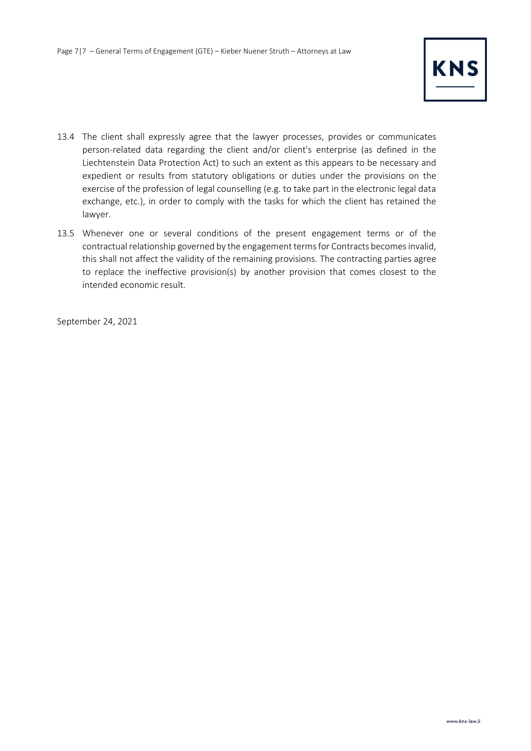13.4 The client shall expressly agree that the lawyer processes, provides or communicates person-related data regarding the client and/or client's enterprise (as defined in the Liechtenstein Data Protection Act) to such an extent as this appears to be necessary and expedient or results from statutory obligations or duties under the provisions on the exercise of the profession of legal counselling (e.g. to take part in the electronic legal data exchange, etc.), in order to comply with the tasks for which the client has retained the lawyer.

13.5 Whenever one or several conditions of the present engagement terms or of the contractual relationship governed by the engagement terms for Contracts becomes invalid, this shall not affect the validity of the remaining provisions. The contracting parties agree to replace the ineffective provision(s) by another provision that comes closest to the intended economic result.

September 24, 2021